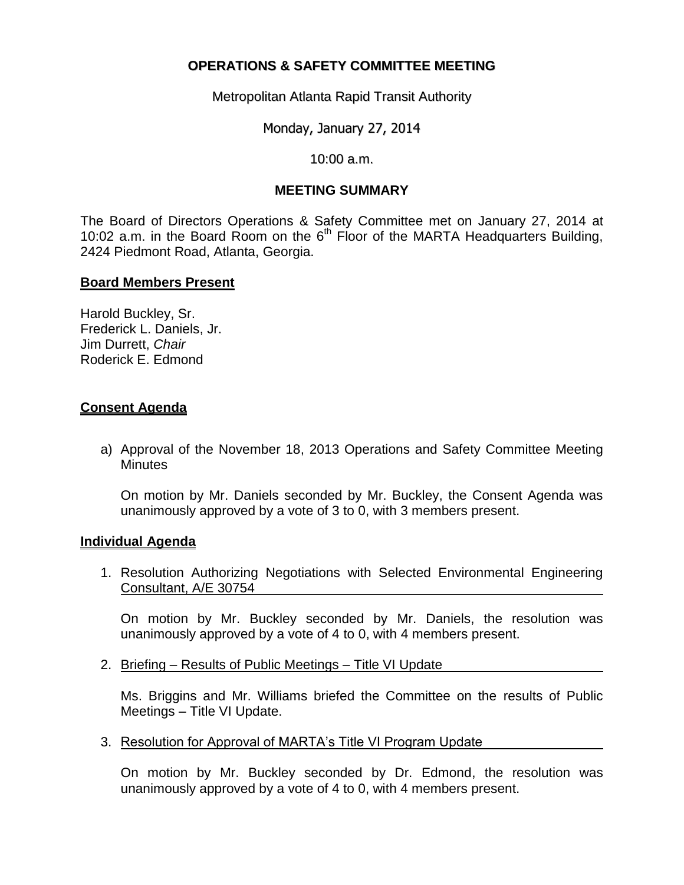# OPERATIONS & SAFETY COMMITTEE MEETING

Metropolitan Atlanta Rapid Transit Authority

Monday, January 27, 2014

10:00 a.m.

## MEETING SUMMARY

The Board of Directors Operations & Safety Committee met on January 27, 2014 at 10:02 a.m. in the Board Room on the 6th Floor of the MARTA Headquarters Building, 2424 Piedmont Road, Atlanta, Georgia.

### Board Members Present

Harold Buckley, Sr.
Frederick L. Daniels, Jr.
Jim Durrett, *Chair*
Roderick E. Edmond

### Consent Agenda

a) Approval of the November 18, 2013 Operations and Safety Committee Meeting Minutes

   On motion by Mr. Daniels seconded by Mr. Buckley, the Consent Agenda was unanimously approved by a vote of 3 to 0, with 3 members present.

### Individual Agenda

1. Resolution Authorizing Negotiations with Selected Environmental Engineering Consultant, A/E 30754

   On motion by Mr. Buckley seconded by Mr. Daniels, the resolution was unanimously approved by a vote of 4 to 0, with 4 members present.

2. Briefing – Results of Public Meetings – Title VI Update

   Ms. Briggins and Mr. Williams briefed the Committee on the results of Public Meetings – Title VI Update.

3. Resolution for Approval of MARTA's Title VI Program Update

   On motion by Mr. Buckley seconded by Dr. Edmond, the resolution was unanimously approved by a vote of 4 to 0, with 4 members present.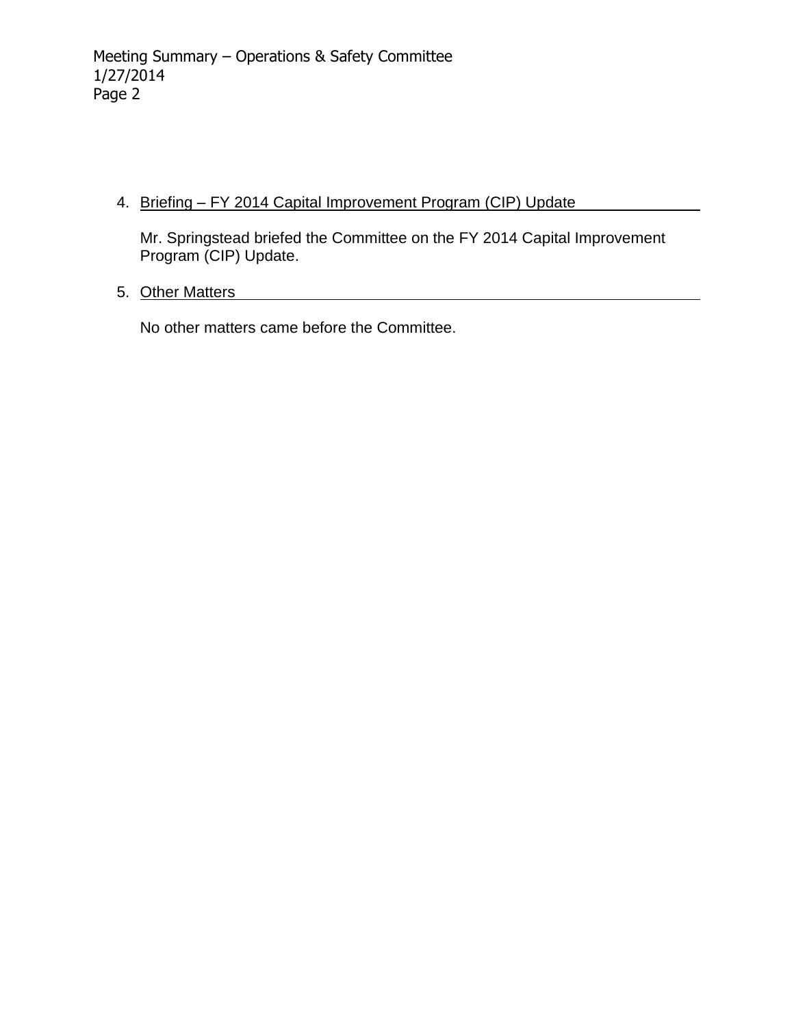4. Briefing – FY 2014 Capital Improvement Program (CIP) Update

   Mr. Springstead briefed the Committee on the FY 2014 Capital Improvement Program (CIP) Update.

5. Other Matters

   No other matters came before the Committee.